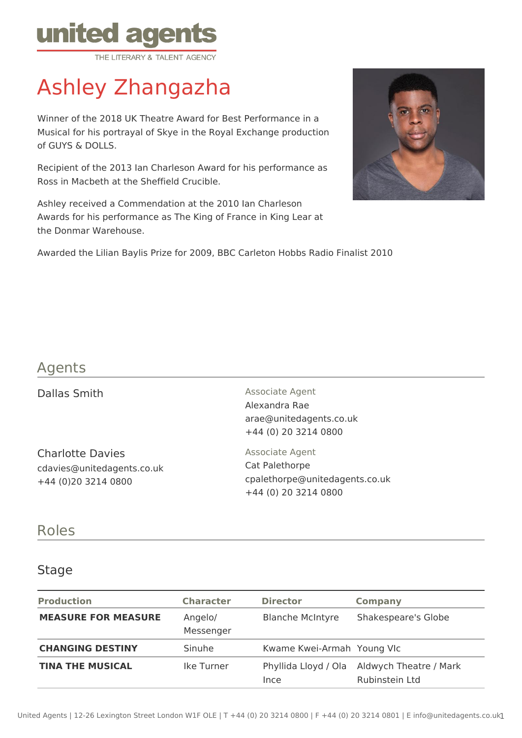united agents
THE LITERARY & TALENT AGENCY

# Ashley Zhangazha

Winner of the 2018 UK Theatre Award for Best Performance in a Musical for his portrayal of Skye in the Royal Exchange production of GUYS & DOLLS.

Recipient of the 2013 Ian Charleson Award for his performance as Ross in Macbeth at the Sheffield Crucible.

Ashley received a Commendation at the 2010 Ian Charleson Awards for his performance as The King of France in King Lear at the Donmar Warehouse.

Awarded the Lilian Baylis Prize for 2009, BBC Carleton Hobbs Radio Finalist 2010

## Agents

Dallas Smith

Associate Agent
Alexandra Rae
arae@unitedagents.co.uk
+44 (0) 20 3214 0800

Charlotte Davies
cdavies@unitedagents.co.uk
+44 (0)20 3214 0800

Associate Agent
Cat Palethorpe
cpalethorpe@unitedagents.co.uk
+44 (0) 20 3214 0800

## Roles

### Stage

| Production | Character | Director | Company |
|---|---|---|---|
| **MEASURE FOR MEASURE** | Angelo/ Messenger | Blanche McIntyre | Shakespeare's Globe |
| **CHANGING DESTINY** | Sinuhe | Kwame Kwei-Armah | Young VIc |
| **TINA THE MUSICAL** | Ike Turner | Phyllida Lloyd / Ola Ince | Aldwych Theatre / Mark Rubinstein Ltd |

United Agents | 12-26 Lexington Street London W1F OLE | T +44 (0) 20 3214 0800 | F +44 (0) 20 3214 0801 | E info@unitedagents.co.uk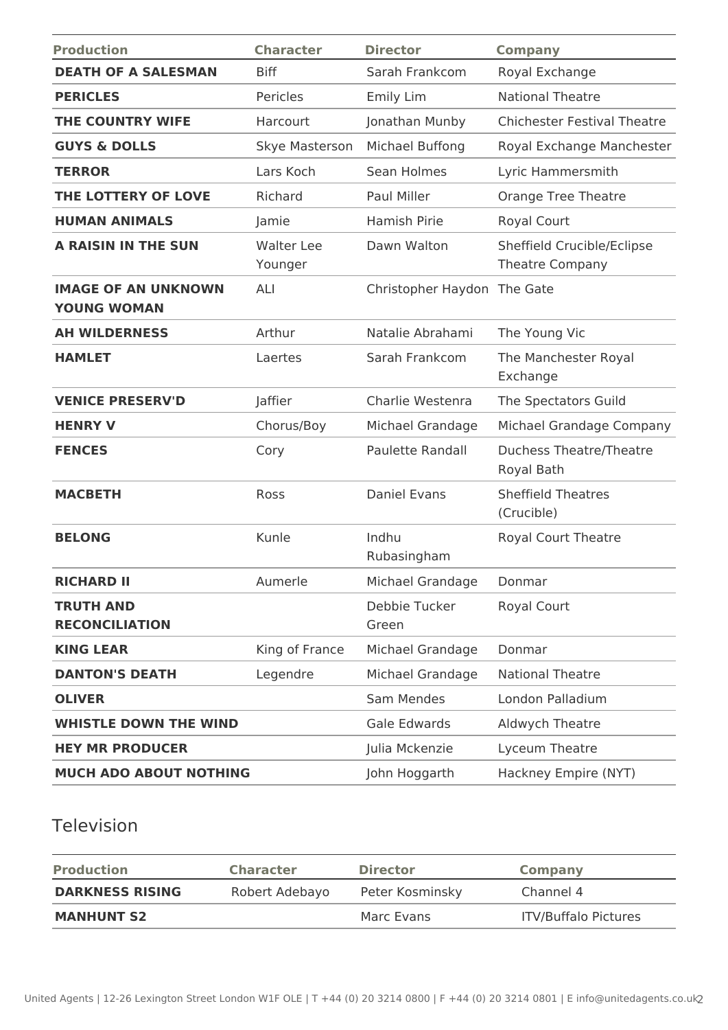| Production | Character | Director | Company |
|---|---|---|---|
| **DEATH OF A SALESMAN** | Biff | Sarah Frankcom | Royal Exchange |
| **PERICLES** | Pericles | Emily Lim | National Theatre |
| **THE COUNTRY WIFE** | Harcourt | Jonathan Munby | Chichester Festival Theatre |
| **GUYS & DOLLS** | Skye Masterson | Michael Buffong | Royal Exchange Manchester |
| **TERROR** | Lars Koch | Sean Holmes | Lyric Hammersmith |
| **THE LOTTERY OF LOVE** | Richard | Paul Miller | Orange Tree Theatre |
| **HUMAN ANIMALS** | Jamie | Hamish Pirie | Royal Court |
| **A RAISIN IN THE SUN** | Walter Lee Younger | Dawn Walton | Sheffield Crucible/Eclipse Theatre Company |
| **IMAGE OF AN UNKNOWN YOUNG WOMAN** | ALI | Christopher Haydon | The Gate |
| **AH WILDERNESS** | Arthur | Natalie Abrahami | The Young Vic |
| **HAMLET** | Laertes | Sarah Frankcom | The Manchester Royal Exchange |
| **VENICE PRESERV'D** | Jaffier | Charlie Westenra | The Spectators Guild |
| **HENRY V** | Chorus/Boy | Michael Grandage | Michael Grandage Company |
| **FENCES** | Cory | Paulette Randall | Duchess Theatre/Theatre Royal Bath |
| **MACBETH** | Ross | Daniel Evans | Sheffield Theatres (Crucible) |
| **BELONG** | Kunle | Indhu Rubasingham | Royal Court Theatre |
| **RICHARD II** | Aumerle | Michael Grandage | Donmar |
| **TRUTH AND RECONCILIATION** | | Debbie Tucker Green | Royal Court |
| **KING LEAR** | King of France | Michael Grandage | Donmar |
| **DANTON'S DEATH** | Legendre | Michael Grandage | National Theatre |
| **OLIVER** | | Sam Mendes | London Palladium |
| **WHISTLE DOWN THE WIND** | | Gale Edwards | Aldwych Theatre |
| **HEY MR PRODUCER** | | Julia Mckenzie | Lyceum Theatre |
| **MUCH ADO ABOUT NOTHING** | | John Hoggarth | Hackney Empire (NYT) |

## Television

| Production | Character | Director | Company |
|---|---|---|---|
| **DARKNESS RISING** | Robert Adebayo | Peter Kosminsky | Channel 4 |
| **MANHUNT S2** | | Marc Evans | ITV/Buffalo Pictures |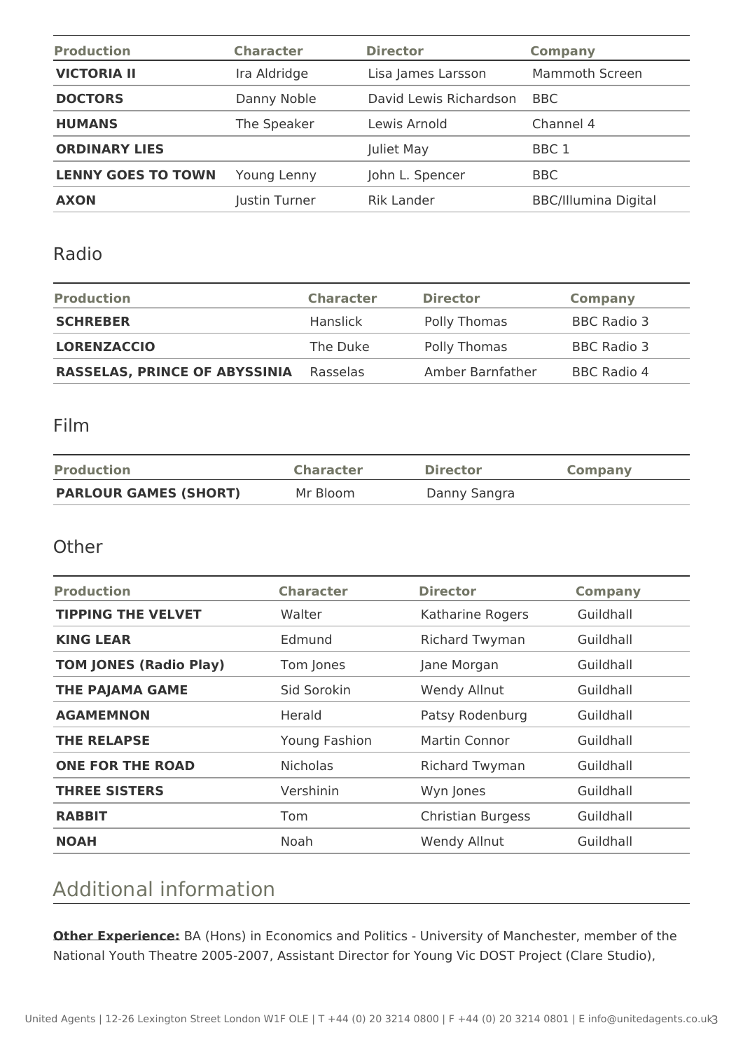| Production | Character | Director | Company |
|---|---|---|---|
| **VICTORIA II** | Ira Aldridge | Lisa James Larsson | Mammoth Screen |
| **DOCTORS** | Danny Noble | David Lewis Richardson | BBC |
| **HUMANS** | The Speaker | Lewis Arnold | Channel 4 |
| **ORDINARY LIES** | | Juliet May | BBC 1 |
| **LENNY GOES TO TOWN** | Young Lenny | John L. Spencer | BBC |
| **AXON** | Justin Turner | Rik Lander | BBC/Illumina Digital |

## Radio

| Production | Character | Director | Company |
|---|---|---|---|
| **SCHREBER** | Hanslick | Polly Thomas | BBC Radio 3 |
| **LORENZACCIO** | The Duke | Polly Thomas | BBC Radio 3 |
| **RASSELAS, PRINCE OF ABYSSINIA** | Rasselas | Amber Barnfather | BBC Radio 4 |

## Film

| Production | Character | Director | Company |
|---|---|---|---|
| **PARLOUR GAMES (SHORT)** | Mr Bloom | Danny Sangra | |

## Other

| Production | Character | Director | Company |
|---|---|---|---|
| **TIPPING THE VELVET** | Walter | Katharine Rogers | Guildhall |
| **KING LEAR** | Edmund | Richard Twyman | Guildhall |
| **TOM JONES (Radio Play)** | Tom Jones | Jane Morgan | Guildhall |
| **THE PAJAMA GAME** | Sid Sorokin | Wendy Allnut | Guildhall |
| **AGAMEMNON** | Herald | Patsy Rodenburg | Guildhall |
| **THE RELAPSE** | Young Fashion | Martin Connor | Guildhall |
| **ONE FOR THE ROAD** | Nicholas | Richard Twyman | Guildhall |
| **THREE SISTERS** | Vershinin | Wyn Jones | Guildhall |
| **RABBIT** | Tom | Christian Burgess | Guildhall |
| **NOAH** | Noah | Wendy Allnut | Guildhall |

# Additional information

**Other Experience:** BA (Hons) in Economics and Politics - University of Manchester, member of the National Youth Theatre 2005-2007, Assistant Director for Young Vic DOST Project (Clare Studio),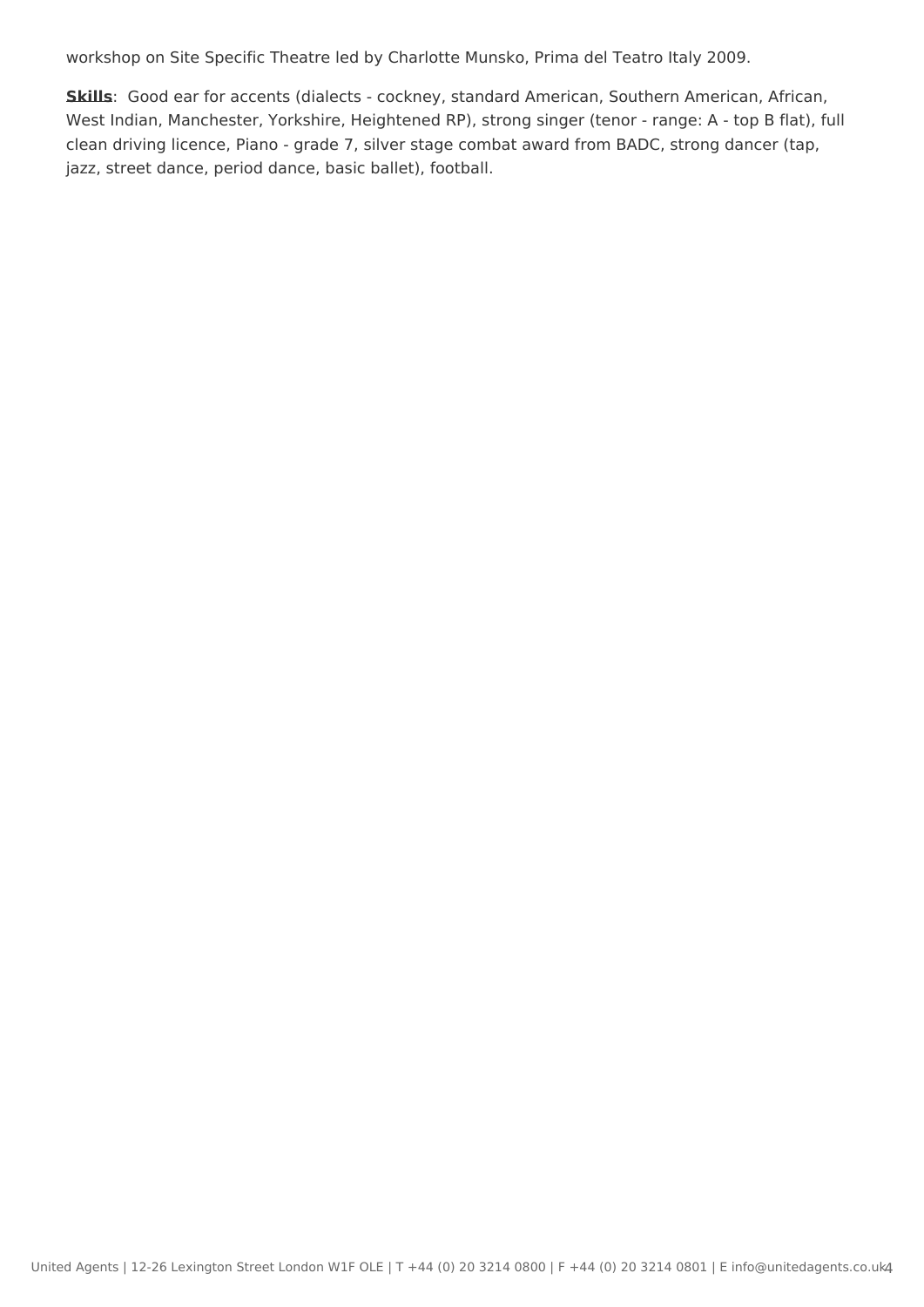workshop on Site Specific Theatre led by Charlotte Munsko, Prima del Teatro Italy 2009.

**Skills**: Good ear for accents (dialects - cockney, standard American, Southern American, African, West Indian, Manchester, Yorkshire, Heightened RP), strong singer (tenor - range: A - top B flat), full clean driving licence, Piano - grade 7, silver stage combat award from BADC, strong dancer (tap, jazz, street dance, period dance, basic ballet), football.